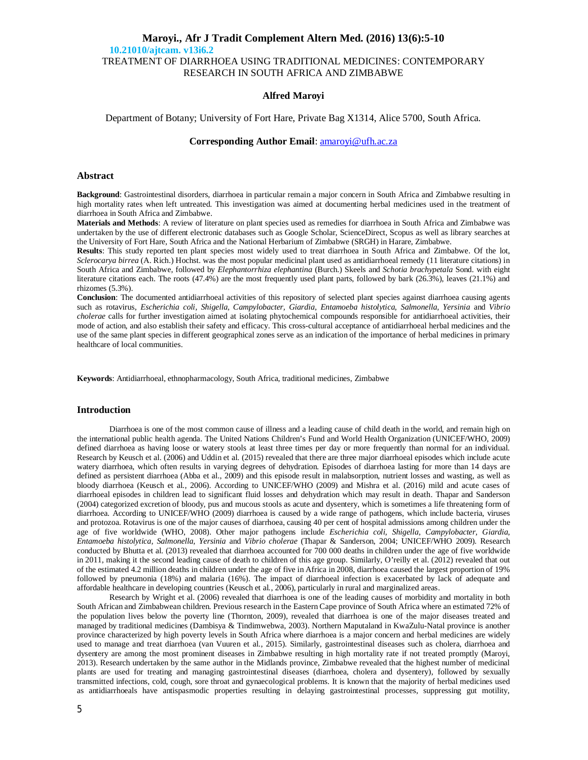10.21010/ajtcam. v13i6.2

# TREATMENT OF DIARRHOEA USING TRADITIONAL MEDICINES: CONTEMPORARY RESEARCH IN SOUTH AFRICA AND ZIMBABWE

**Alfred Maroyi**

Department of Botany; University of Fort Hare, Private Bag X1314, Alice 5700, South Africa.

**Corresponding Author Email**: amaroyi@ufh.ac.za

## Abstract

**Background**: Gastrointestinal disorders, diarrhoea in particular remain a major concern in South Africa and Zimbabwe resulting in high mortality rates when left untreated. This investigation was aimed at documenting herbal medicines used in the treatment of diarrhoea in South Africa and Zimbabwe.

**Materials and Methods**: A review of literature on plant species used as remedies for diarrhoea in South Africa and Zimbabwe was undertaken by the use of different electronic databases such as Google Scholar, ScienceDirect, Scopus as well as library searches at the University of Fort Hare, South Africa and the National Herbarium of Zimbabwe (SRGH) in Harare, Zimbabwe.

**Results**: This study reported ten plant species most widely used to treat diarrhoea in South Africa and Zimbabwe. Of the lot, *Sclerocarya birrea* (A. Rich.) Hochst. was the most popular medicinal plant used as antidiarrhoeal remedy (11 literature citations) in South Africa and Zimbabwe, followed by *Elephantorrhiza elephantina* (Burch.) Skeels and *Schotia brachypetala* Sond. with eight literature citations each. The roots (47.4%) are the most frequently used plant parts, followed by bark (26.3%), leaves (21.1%) and rhizomes (5.3%).

**Conclusion**: The documented antidiarrhoeal activities of this repository of selected plant species against diarrhoea causing agents such as rotavirus, *Escherichia coli*, *Shigella*, *Campylobacter*, *Giardia*, *Entamoeba histolytica*, *Salmonella*, *Yersinia* and *Vibrio cholerae* calls for further investigation aimed at isolating phytochemical compounds responsible for antidiarrhoeal activities, their mode of action, and also establish their safety and efficacy. This cross-cultural acceptance of antidiarrhoeal herbal medicines and the use of the same plant species in different geographical zones serve as an indication of the importance of herbal medicines in primary healthcare of local communities.

**Keywords**: Antidiarrhoeal, ethnopharmacology, South Africa, traditional medicines, Zimbabwe

## Introduction

Diarrhoea is one of the most common cause of illness and a leading cause of child death in the world, and remain high on the international public health agenda. The United Nations Children's Fund and World Health Organization (UNICEF/WHO, 2009) defined diarrhoea as having loose or watery stools at least three times per day or more frequently than normal for an individual. Research by Keusch et al. (2006) and Uddin et al. (2015) revealed that there are three major diarrhoeal episodes which include acute watery diarrhoea, which often results in varying degrees of dehydration. Episodes of diarrhoea lasting for more than 14 days are defined as persistent diarrhoea (Abba et al., 2009) and this episode result in malabsorption, nutrient losses and wasting, as well as bloody diarrhoea (Keusch et al., 2006). According to UNICEF/WHO (2009) and Mishra et al. (2016) mild and acute cases of diarrhoeal episodes in children lead to significant fluid losses and dehydration which may result in death. Thapar and Sanderson (2004) categorized excretion of bloody, pus and mucous stools as acute and dysentery, which is sometimes a life threatening form of diarrhoea. According to UNICEF/WHO (2009) diarrhoea is caused by a wide range of pathogens, which include bacteria, viruses and protozoa. Rotavirus is one of the major causes of diarrhoea, causing 40 per cent of hospital admissions among children under the age of five worldwide (WHO, 2008). Other major pathogens include *Escherichia coli, Shigella*, *Campylobacter*, *Giardia*, *Entamoeba histolytica, Salmonella, Yersinia* and *Vibrio cholerae* (Thapar & Sanderson, 2004; UNICEF/WHO 2009). Research conducted by Bhutta et al. (2013) revealed that diarrhoea accounted for 700 000 deaths in children under the age of five worldwide in 2011, making it the second leading cause of death to children of this age group. Similarly, O'reilly et al. (2012) revealed that out of the estimated 4.2 million deaths in children under the age of five in Africa in 2008, diarrhoea caused the largest proportion of 19% followed by pneumonia (18%) and malaria (16%). The impact of diarrhoeal infection is exacerbated by lack of adequate and affordable healthcare in developing countries (Keusch et al., 2006), particularly in rural and marginalized areas.

Research by Wright et al. (2006) revealed that diarrhoea is one of the leading causes of morbidity and mortality in both South African and Zimbabwean children. Previous research in the Eastern Cape province of South Africa where an estimated 72% of the population lives below the poverty line (Thornton, 2009), revealed that diarrhoea is one of the major diseases treated and managed by traditional medicines (Dambisya & Tindimwebwa, 2003). Northern Maputaland in KwaZulu-Natal province is another province characterized by high poverty levels in South Africa where diarrhoea is a major concern and herbal medicines are widely used to manage and treat diarrhoea (van Vuuren et al., 2015). Similarly, gastrointestinal diseases such as cholera, diarrhoea and dysentery are among the most prominent diseases in Zimbabwe resulting in high mortality rate if not treated promptly (Maroyi, 2013). Research undertaken by the same author in the Midlands province, Zimbabwe revealed that the highest number of medicinal plants are used for treating and managing gastrointestinal diseases (diarrhoea, cholera and dysentery), followed by sexually transmitted infections, cold, cough, sore throat and gynaecological problems. It is known that the majority of herbal medicines used as antidiarrhoeals have antispasmodic properties resulting in delaying gastrointestinal processes, suppressing gut motility,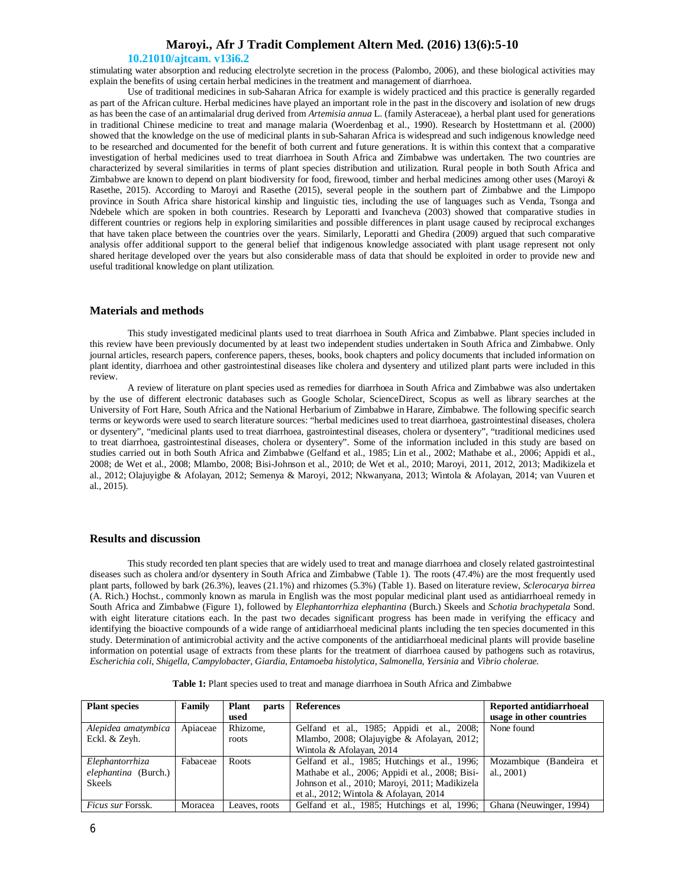stimulating water absorption and reducing electrolyte secretion in the process (Palombo, 2006), and these biological activities may explain the benefits of using certain herbal medicines in the treatment and management of diarrhoea.

Use of traditional medicines in sub-Saharan Africa for example is widely practiced and this practice is generally regarded as part of the African culture. Herbal medicines have played an important role in the past in the discovery and isolation of new drugs as has been the case of an antimalarial drug derived from *Artemisia annua* L. (family Asteraceae), a herbal plant used for generations in traditional Chinese medicine to treat and manage malaria (Woerdenbag et al., 1990). Research by Hostettmann et al. (2000) showed that the knowledge on the use of medicinal plants in sub-Saharan Africa is widespread and such indigenous knowledge need to be researched and documented for the benefit of both current and future generations. It is within this context that a comparative investigation of herbal medicines used to treat diarrhoea in South Africa and Zimbabwe was undertaken. The two countries are characterized by several similarities in terms of plant species distribution and utilization. Rural people in both South Africa and Zimbabwe are known to depend on plant biodiversity for food, firewood, timber and herbal medicines among other uses (Maroyi & Rasethe, 2015). According to Maroyi and Rasethe (2015), several people in the southern part of Zimbabwe and the Limpopo province in South Africa share historical kinship and linguistic ties, including the use of languages such as Venda, Tsonga and Ndebele which are spoken in both countries. Research by Leporatti and Ivancheva (2003) showed that comparative studies in different countries or regions help in exploring similarities and possible differences in plant usage caused by reciprocal exchanges that have taken place between the countries over the years. Similarly, Leporatti and Ghedira (2009) argued that such comparative analysis offer additional support to the general belief that indigenous knowledge associated with plant usage represent not only shared heritage developed over the years but also considerable mass of data that should be exploited in order to provide new and useful traditional knowledge on plant utilization.

## Materials and methods

This study investigated medicinal plants used to treat diarrhoea in South Africa and Zimbabwe. Plant species included in this review have been previously documented by at least two independent studies undertaken in South Africa and Zimbabwe. Only journal articles, research papers, conference papers, theses, books, book chapters and policy documents that included information on plant identity, diarrhoea and other gastrointestinal diseases like cholera and dysentery and utilized plant parts were included in this review.

A review of literature on plant species used as remedies for diarrhoea in South Africa and Zimbabwe was also undertaken by the use of different electronic databases such as Google Scholar, ScienceDirect, Scopus as well as library searches at the University of Fort Hare, South Africa and the National Herbarium of Zimbabwe in Harare, Zimbabwe. The following specific search terms or keywords were used to search literature sources: "herbal medicines used to treat diarrhoea, gastrointestinal diseases, cholera or dysentery", "medicinal plants used to treat diarrhoea, gastrointestinal diseases, cholera or dysentery", "traditional medicines used to treat diarrhoea, gastrointestinal diseases, cholera or dysentery". Some of the information included in this study are based on studies carried out in both South Africa and Zimbabwe (Gelfand et al., 1985; Lin et al., 2002; Mathabe et al., 2006; Appidi et al., 2008; de Wet et al., 2008; Mlambo, 2008; Bisi-Johnson et al., 2010; de Wet et al., 2010; Maroyi, 2011, 2012, 2013; Madikizela et al., 2012; Olajuyigbe & Afolayan, 2012; Semenya & Maroyi, 2012; Nkwanyana, 2013; Wintola & Afolayan, 2014; van Vuuren et al., 2015).

## Results and discussion

This study recorded ten plant species that are widely used to treat and manage diarrhoea and closely related gastrointestinal diseases such as cholera and/or dysentery in South Africa and Zimbabwe (Table 1). The roots (47.4%) are the most frequently used plant parts, followed by bark (26.3%), leaves (21.1%) and rhizomes (5.3%) (Table 1). Based on literature review, *Sclerocarya birrea* (A. Rich.) Hochst., commonly known as marula in English was the most popular medicinal plant used as antidiarrhoeal remedy in South Africa and Zimbabwe (Figure 1), followed by *Elephantorrhiza elephantina* (Burch.) Skeels and *Schotia brachypetala* Sond. with eight literature citations each. In the past two decades significant progress has been made in verifying the efficacy and identifying the bioactive compounds of a wide range of antidiarrhoeal medicinal plants including the ten species documented in this study. Determination of antimicrobial activity and the active components of the antidiarrhoeal medicinal plants will provide baseline information on potential usage of extracts from these plants for the treatment of diarrhoea caused by pathogens such as rotavirus, *Escherichia coli*, *Shigella*, *Campylobacter*, *Giardia*, *Entamoeba histolytica*, *Salmonella*, *Yersinia* and *Vibrio cholerae*.

**Table 1:** Plant species used to treat and manage diarrhoea in South Africa and Zimbabwe

| Plant species | Family | Plant parts used | References | Reported antidiarrhoeal usage in other countries |
|---|---|---|---|---|
| *Alepidea amatymbica* Eckl. & Zeyh. | Apiaceae | Rhizome, roots | Gelfand et al., 1985; Appidi et al., 2008; Mlambo, 2008; Olajuyigbe & Afolayan, 2012; Wintola & Afolayan, 2014 | None found |
| *Elephantorrhiza elephantina* (Burch.) Skeels | Fabaceae | Roots | Gelfand et al., 1985; Hutchings et al., 1996; Mathabe et al., 2006; Appidi et al., 2008; Bisi-Johnson et al., 2010; Maroyi, 2011; Madikizela et al., 2012; Wintola & Afolayan, 2014 | Mozambique (Bandeira et al., 2001) |
| *Ficus sur* Forssk. | Moracea | Leaves, roots | Gelfand et al., 1985; Hutchings et al, 1996; | Ghana (Neuwinger, 1994) |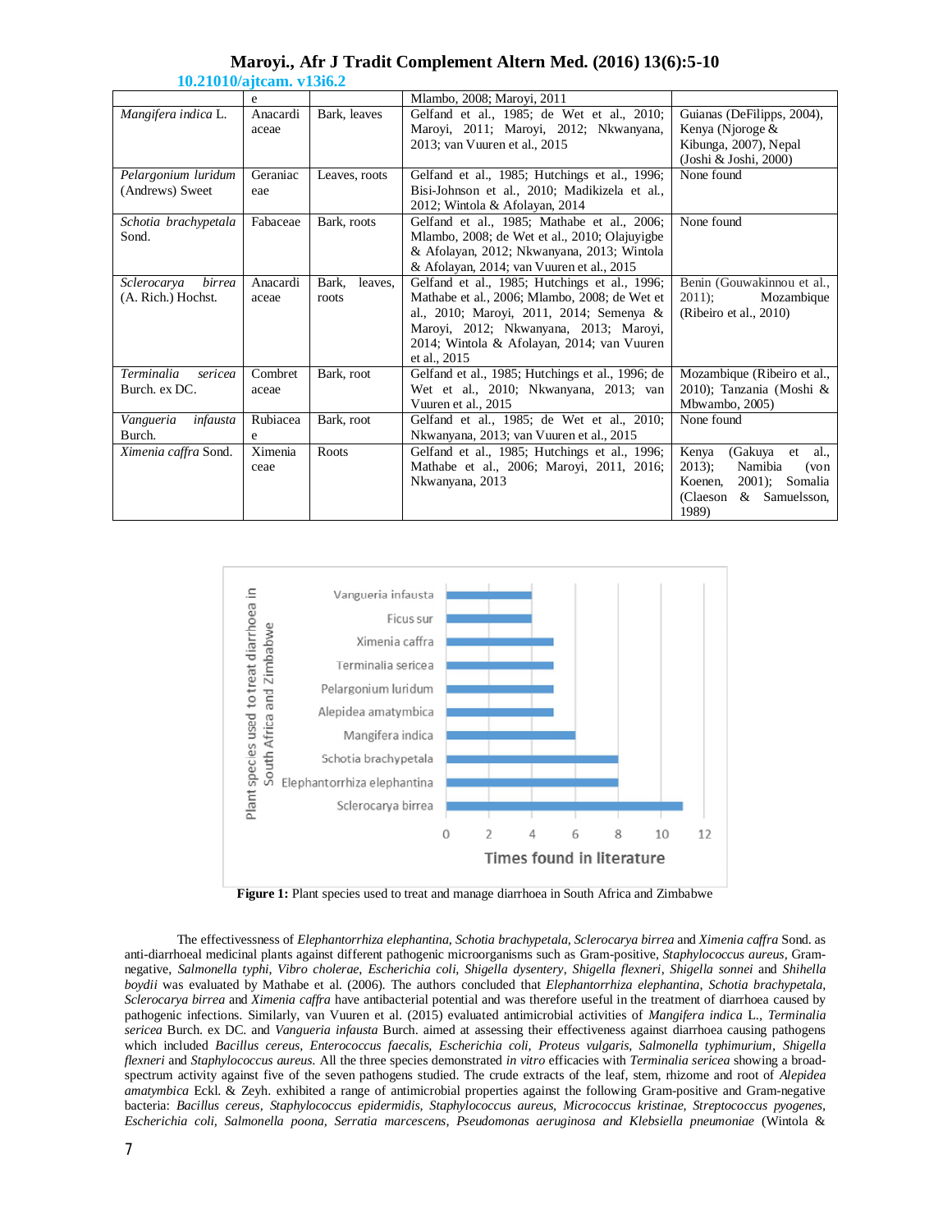| | | | | |
|---|---|---|---|---|
| | e | | Mlambo, 2008; Maroyi, 2011 | |
| *Mangifera indica* L. | Anacardiaceae | Bark, leaves | Gelfand et al., 1985; de Wet et al., 2010; Maroyi, 2011; Maroyi, 2012; Nkwanyana, 2013; van Vuuren et al., 2015 | Guianas (DeFilipps, 2004), Kenya (Njoroge & Kibunga, 2007), Nepal (Joshi & Joshi, 2000) |
| *Pelargonium luridum* (Andrews) Sweet | Geraniaceae | Leaves, roots | Gelfand et al., 1985; Hutchings et al., 1996; Bisi-Johnson et al., 2010; Madikizela et al., 2012; Wintola & Afolayan, 2014 | None found |
| *Schotia brachypetala* Sond. | Fabaceae | Bark, roots | Gelfand et al., 1985; Mathabe et al., 2006; Mlambo, 2008; de Wet et al., 2010; Olajuyigbe & Afolayan, 2012; Nkwanyana, 2013; Wintola & Afolayan, 2014; van Vuuren et al., 2015 | None found |
| *Sclerocarya birrea* (A. Rich.) Hochst. | Anacardiaceae | Bark, leaves, roots | Gelfand et al., 1985; Hutchings et al., 1996; Mathabe et al., 2006; Mlambo, 2008; de Wet et al., 2010; Maroyi, 2011, 2014; Semenya & Maroyi, 2012; Nkwanyana, 2013; Maroyi, 2014; Wintola & Afolayan, 2014; van Vuuren et al., 2015 | Benin (Gouwakinnou et al., 2011); Mozambique (Ribeiro et al., 2010) |
| *Terminalia sericea* Burch. ex DC. | Combretaceae | Bark, root | Gelfand et al., 1985; Hutchings et al., 1996; de Wet et al., 2010; Nkwanyana, 2013; van Vuuren et al., 2015 | Mozambique (Ribeiro et al., 2010); Tanzania (Moshi & Mbwambo, 2005) |
| *Vangueria infausta* Burch. | Rubiaceae | Bark, root | Gelfand et al., 1985; de Wet et al., 2010; Nkwanyana, 2013; van Vuuren et al., 2015 | None found |
| *Ximenia caffra* Sond. | Ximeniaceae | Roots | Gelfand et al., 1985; Hutchings et al., 1996; Mathabe et al., 2006; Maroyi, 2011, 2016; Nkwanyana, 2013 | Kenya (Gakuya et al., 2013); Namibia (von Koenen, 2001); Somalia (Claeson & Samuelsson, 1989) |

**Figure 1:** Plant species used to treat and manage diarrhoea in South Africa and Zimbabwe

The effectivessness of *Elephantorrhiza elephantina*, *Schotia brachypetala*, *Sclerocarya birrea* and *Ximenia caffra* Sond. as anti-diarrhoeal medicinal plants against different pathogenic microorganisms such as Gram-positive, *Staphylococcus aureus*, Gram-negative, *Salmonella typhi*, *Vibro cholerae*, *Escherichia coli*, *Shigella dysentery*, *Shigella flexneri*, *Shigella sonnei* and *Shihella boydii* was evaluated by Mathabe et al. (2006). The authors concluded that *Elephantorrhiza elephantina*, *Schotia brachypetala*, *Sclerocarya birrea* and *Ximenia caffra* have antibacterial potential and was therefore useful in the treatment of diarrhoea caused by pathogenic infections. Similarly, van Vuuren et al. (2015) evaluated antimicrobial activities of *Mangifera indica* L., *Terminalia sericea* Burch. ex DC. and *Vangueria infausta* Burch. aimed at assessing their effectiveness against diarrhoea causing pathogens which included *Bacillus cereus*, *Enterococcus faecalis*, *Escherichia coli*, *Proteus vulgaris*, *Salmonella typhimurium*, *Shigella flexneri* and *Staphylococcus aureus*. All the three species demonstrated *in vitro* efficacies with *Terminalia sericea* showing a broad-spectrum activity against five of the seven pathogens studied. The crude extracts of the leaf, stem, rhizome and root of *Alepidea amatymbica* Eckl. & Zeyh. exhibited a range of antimicrobial properties against the following Gram-positive and Gram-negative bacteria: *Bacillus cereus*, *Staphylococcus epidermidis*, *Staphylococcus aureus*, *Micrococcus kristinae*, *Streptococcus pyogenes*, *Escherichia coli*, *Salmonella poona*, *Serratia marcescens*, *Pseudomonas aeruginosa and Klebsiella pneumoniae* (Wintola &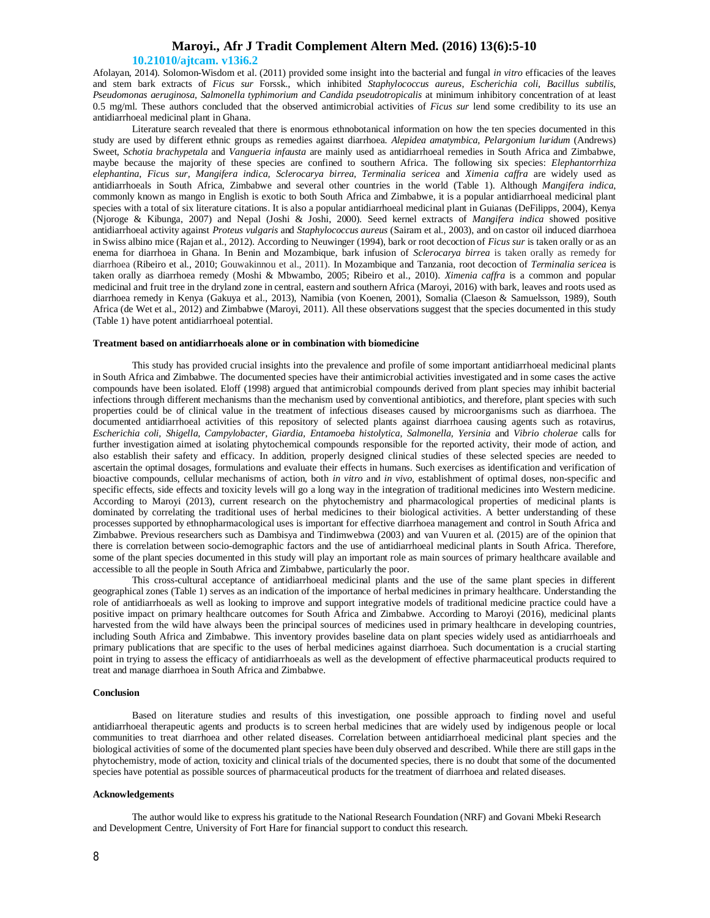Afolayan, 2014). Solomon-Wisdom et al. (2011) provided some insight into the bacterial and fungal *in vitro* efficacies of the leaves and stem bark extracts of *Ficus sur* Forssk., which inhibited *Staphylococcus aureus, Escherichia coli, Bacillus subtilis, Pseudomonas aeruginosa, Salmonella typhimorium and Candida pseudotropicalis* at minimum inhibitory concentration of at least 0.5 mg/ml. These authors concluded that the observed antimicrobial activities of *Ficus sur* lend some credibility to its use an antidiarrhoeal medicinal plant in Ghana.

Literature search revealed that there is enormous ethnobotanical information on how the ten species documented in this study are used by different ethnic groups as remedies against diarrhoea. *Alepidea amatymbica, Pelargonium luridum* (Andrews) Sweet, *Schotia brachypetala* and *Vangueria infausta* are mainly used as antidiarrhoeal remedies in South Africa and Zimbabwe, maybe because the majority of these species are confined to southern Africa. The following six species: *Elephantorrhiza elephantina, Ficus sur, Mangifera indica, Sclerocarya birrea, Terminalia sericea* and *Ximenia caffra* are widely used as antidiarrhoeals in South Africa, Zimbabwe and several other countries in the world (Table 1). Although *Mangifera indica*, commonly known as mango in English is exotic to both South Africa and Zimbabwe, it is a popular antidiarrhoeal medicinal plant species with a total of six literature citations. It is also a popular antidiarrhoeal medicinal plant in Guianas (DeFilipps, 2004), Kenya (Njoroge & Kibunga, 2007) and Nepal (Joshi & Joshi, 2000). Seed kernel extracts of *Mangifera indica* showed positive antidiarrhoeal activity against *Proteus vulgaris* and *Staphylococcus aureus* (Sairam et al., 2003), and on castor oil induced diarrhoea in Swiss albino mice (Rajan et al., 2012). According to Neuwinger (1994), bark or root decoction of *Ficus sur* is taken orally or as an enema for diarrhoea in Ghana. In Benin and Mozambique, bark infusion of *Sclerocarya birrea* is taken orally as remedy for diarrhoea (Ribeiro et al., 2010; Gouwakinnou et al., 2011). In Mozambique and Tanzania, root decoction of *Terminalia sericea* is taken orally as diarrhoea remedy (Moshi & Mbwambo, 2005; Ribeiro et al., 2010). *Ximenia caffra* is a common and popular medicinal and fruit tree in the dryland zone in central, eastern and southern Africa (Maroyi, 2016) with bark, leaves and roots used as diarrhoea remedy in Kenya (Gakuya et al., 2013), Namibia (von Koenen, 2001), Somalia (Claeson & Samuelsson, 1989), South Africa (de Wet et al., 2012) and Zimbabwe (Maroyi, 2011). All these observations suggest that the species documented in this study (Table 1) have potent antidiarrhoeal potential.

### Treatment based on antidiarrhoeals alone or in combination with biomedicine

This study has provided crucial insights into the prevalence and profile of some important antidiarrhoeal medicinal plants in South Africa and Zimbabwe. The documented species have their antimicrobial activities investigated and in some cases the active compounds have been isolated. Eloff (1998) argued that antimicrobial compounds derived from plant species may inhibit bacterial infections through different mechanisms than the mechanism used by conventional antibiotics, and therefore, plant species with such properties could be of clinical value in the treatment of infectious diseases caused by microorganisms such as diarrhoea. The documented antidiarrhoeal activities of this repository of selected plants against diarrhoea causing agents such as rotavirus, *Escherichia coli, Shigella, Campylobacter, Giardia, Entamoeba histolytica, Salmonella, Yersinia* and *Vibrio cholerae* calls for further investigation aimed at isolating phytochemical compounds responsible for the reported activity, their mode of action, and also establish their safety and efficacy. In addition, properly designed clinical studies of these selected species are needed to ascertain the optimal dosages, formulations and evaluate their effects in humans. Such exercises as identification and verification of bioactive compounds, cellular mechanisms of action, both *in vitro* and *in vivo*, establishment of optimal doses, non-specific and specific effects, side effects and toxicity levels will go a long way in the integration of traditional medicines into Western medicine. According to Maroyi (2013), current research on the phytochemistry and pharmacological properties of medicinal plants is dominated by correlating the traditional uses of herbal medicines to their biological activities. A better understanding of these processes supported by ethnopharmacological uses is important for effective diarrhoea management and control in South Africa and Zimbabwe. Previous researchers such as Dambisya and Tindimwebwa (2003) and van Vuuren et al. (2015) are of the opinion that there is correlation between socio-demographic factors and the use of antidiarrhoeal medicinal plants in South Africa. Therefore, some of the plant species documented in this study will play an important role as main sources of primary healthcare available and accessible to all the people in South Africa and Zimbabwe, particularly the poor.

This cross-cultural acceptance of antidiarrhoeal medicinal plants and the use of the same plant species in different geographical zones (Table 1) serves as an indication of the importance of herbal medicines in primary healthcare. Understanding the role of antidiarrhoeals as well as looking to improve and support integrative models of traditional medicine practice could have a positive impact on primary healthcare outcomes for South Africa and Zimbabwe. According to Maroyi (2016), medicinal plants harvested from the wild have always been the principal sources of medicines used in primary healthcare in developing countries, including South Africa and Zimbabwe. This inventory provides baseline data on plant species widely used as antidiarrhoeals and primary publications that are specific to the uses of herbal medicines against diarrhoea. Such documentation is a crucial starting point in trying to assess the efficacy of antidiarrhoeals as well as the development of effective pharmaceutical products required to treat and manage diarrhoea in South Africa and Zimbabwe.

## Conclusion

Based on literature studies and results of this investigation, one possible approach to finding novel and useful antidiarrhoeal therapeutic agents and products is to screen herbal medicines that are widely used by indigenous people or local communities to treat diarrhoea and other related diseases. Correlation between antidiarrhoeal medicinal plant species and the biological activities of some of the documented plant species have been duly observed and described. While there are still gaps in the phytochemistry, mode of action, toxicity and clinical trials of the documented species, there is no doubt that some of the documented species have potential as possible sources of pharmaceutical products for the treatment of diarrhoea and related diseases.

## Acknowledgements

The author would like to express his gratitude to the National Research Foundation (NRF) and Govani Mbeki Research and Development Centre, University of Fort Hare for financial support to conduct this research.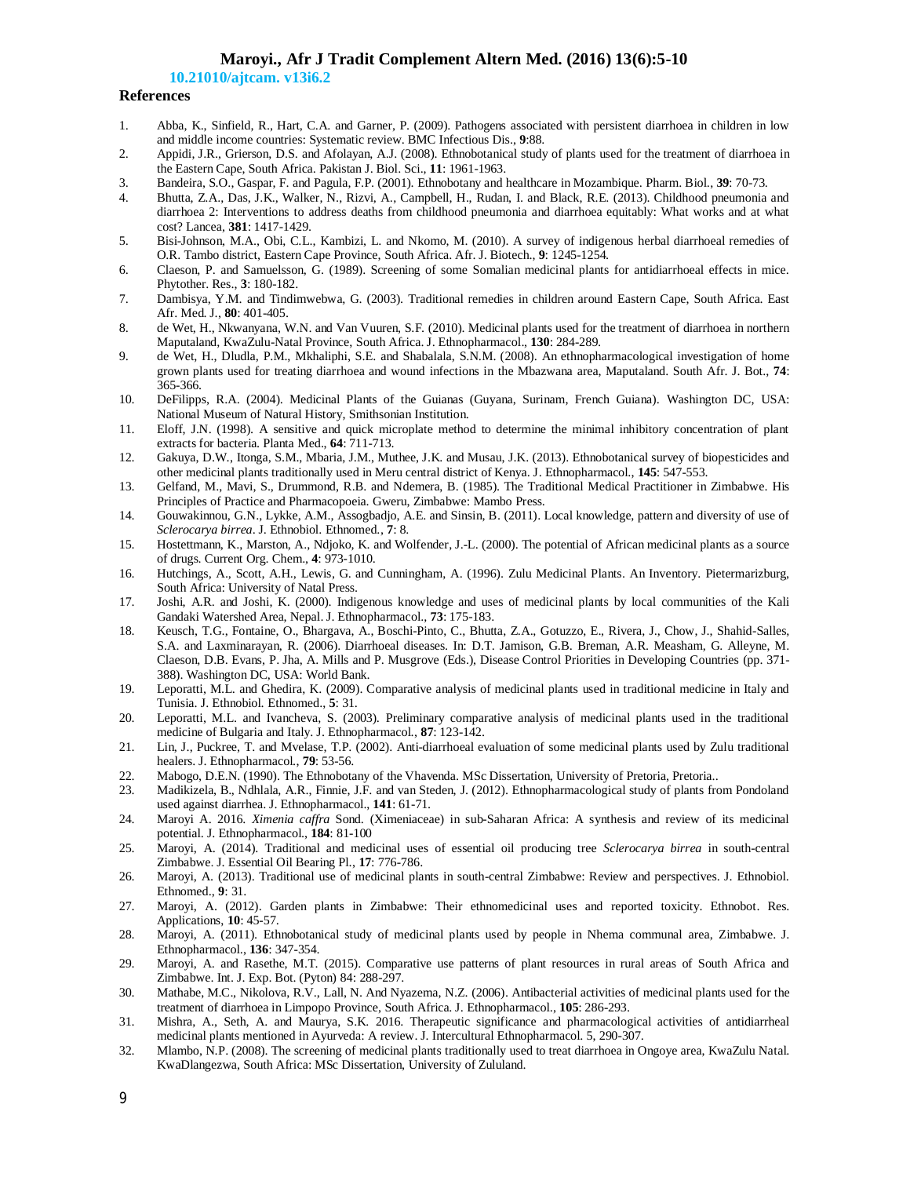## References

1. Abba, K., Sinfield, R., Hart, C.A. and Garner, P. (2009). Pathogens associated with persistent diarrhoea in children in low and middle income countries: Systematic review. BMC Infectious Dis., **9**:88.
2. Appidi, J.R., Grierson, D.S. and Afolayan, A.J. (2008). Ethnobotanical study of plants used for the treatment of diarrhoea in the Eastern Cape, South Africa. Pakistan J. Biol. Sci., **11**: 1961-1963.
3. Bandeira, S.O., Gaspar, F. and Pagula, F.P. (2001). Ethnobotany and healthcare in Mozambique. Pharm. Biol., **39**: 70-73.
4. Bhutta, Z.A., Das, J.K., Walker, N., Rizvi, A., Campbell, H., Rudan, I. and Black, R.E. (2013). Childhood pneumonia and diarrhoea 2: Interventions to address deaths from childhood pneumonia and diarrhoea equitably: What works and at what cost? Lancea, **381**: 1417-1429.
5. Bisi-Johnson, M.A., Obi, C.L., Kambizi, L. and Nkomo, M. (2010). A survey of indigenous herbal diarrhoeal remedies of O.R. Tambo district, Eastern Cape Province, South Africa. Afr. J. Biotech., **9**: 1245-1254.
6. Claeson, P. and Samuelsson, G. (1989). Screening of some Somalian medicinal plants for antidiarrhoeal effects in mice. Phytother. Res., **3**: 180-182.
7. Dambisya, Y.M. and Tindimwebwa, G. (2003). Traditional remedies in children around Eastern Cape, South Africa. East Afr. Med. J., **80**: 401-405.
8. de Wet, H., Nkwanyana, W.N. and Van Vuuren, S.F. (2010). Medicinal plants used for the treatment of diarrhoea in northern Maputaland, KwaZulu-Natal Province, South Africa. J. Ethnopharmacol., **130**: 284-289.
9. de Wet, H., Dludla, P.M., Mkhaliphi, S.E. and Shabalala, S.N.M. (2008). An ethnopharmacological investigation of home grown plants used for treating diarrhoea and wound infections in the Mbazwana area, Maputaland. South Afr. J. Bot., **74**: 365-366.
10. DeFilipps, R.A. (2004). Medicinal Plants of the Guianas (Guyana, Surinam, French Guiana). Washington DC, USA: National Museum of Natural History, Smithsonian Institution.
11. Eloff, J.N. (1998). A sensitive and quick microplate method to determine the minimal inhibitory concentration of plant extracts for bacteria. Planta Med., **64**: 711-713.
12. Gakuya, D.W., Itonga, S.M., Mbaria, J.M., Muthee, J.K. and Musau, J.K. (2013). Ethnobotanical survey of biopesticides and other medicinal plants traditionally used in Meru central district of Kenya. J. Ethnopharmacol., **145**: 547-553.
13. Gelfand, M., Mavi, S., Drummond, R.B. and Ndemera, B. (1985). The Traditional Medical Practitioner in Zimbabwe. His Principles of Practice and Pharmacopoeia. Gweru, Zimbabwe: Mambo Press.
14. Gouwakinnou, G.N., Lykke, A.M., Assogbadjo, A.E. and Sinsin, B. (2011). Local knowledge, pattern and diversity of use of *Sclerocarya birrea*. J. Ethnobiol. Ethnomed., **7**: 8.
15. Hostettmann, K., Marston, A., Ndjoko, K. and Wolfender, J.-L. (2000). The potential of African medicinal plants as a source of drugs. Current Org. Chem., **4**: 973-1010.
16. Hutchings, A., Scott, A.H., Lewis, G. and Cunningham, A. (1996). Zulu Medicinal Plants. An Inventory. Pietermarizburg, South Africa: University of Natal Press.
17. Joshi, A.R. and Joshi, K. (2000). Indigenous knowledge and uses of medicinal plants by local communities of the Kali Gandaki Watershed Area, Nepal. J. Ethnopharmacol., **73**: 175-183.
18. Keusch, T.G., Fontaine, O., Bhargava, A., Boschi-Pinto, C., Bhutta, Z.A., Gotuzzo, E., Rivera, J., Chow, J., Shahid-Salles, S.A. and Laxminarayan, R. (2006). Diarrhoeal diseases. In: D.T. Jamison, G.B. Breman, A.R. Measham, G. Alleyne, M. Claeson, D.B. Evans, P. Jha, A. Mills and P. Musgrove (Eds.), Disease Control Priorities in Developing Countries (pp. 371-388). Washington DC, USA: World Bank.
19. Leporatti, M.L. and Ghedira, K. (2009). Comparative analysis of medicinal plants used in traditional medicine in Italy and Tunisia. J. Ethnobiol. Ethnomed., **5**: 31.
20. Leporatti, M.L. and Ivancheva, S. (2003). Preliminary comparative analysis of medicinal plants used in the traditional medicine of Bulgaria and Italy. J. Ethnopharmacol., **87**: 123-142.
21. Lin, J., Puckree, T. and Mvelase, T.P. (2002). Anti-diarrhoeal evaluation of some medicinal plants used by Zulu traditional healers. J. Ethnopharmacol., **79**: 53-56.
22. Mabogo, D.E.N. (1990). The Ethnobotany of the Vhavenda. MSc Dissertation, University of Pretoria, Pretoria..
23. Madikizela, B., Ndhlala, A.R., Finnie, J.F. and van Steden, J. (2012). Ethnopharmacological study of plants from Pondoland used against diarrhea. J. Ethnopharmacol., **141**: 61-71.
24. Maroyi A. 2016. *Ximenia caffra* Sond. (Ximeniaceae) in sub-Saharan Africa: A synthesis and review of its medicinal potential. J. Ethnopharmacol., **184**: 81-100
25. Maroyi, A. (2014). Traditional and medicinal uses of essential oil producing tree *Sclerocarya birrea* in south-central Zimbabwe. J. Essential Oil Bearing Pl., **17**: 776-786.
26. Maroyi, A. (2013). Traditional use of medicinal plants in south-central Zimbabwe: Review and perspectives. J. Ethnobiol. Ethnomed., **9**: 31.
27. Maroyi, A. (2012). Garden plants in Zimbabwe: Their ethnomedicinal uses and reported toxicity. Ethnobot. Res. Applications, **10**: 45-57.
28. Maroyi, A. (2011). Ethnobotanical study of medicinal plants used by people in Nhema communal area, Zimbabwe. J. Ethnopharmacol., **136**: 347-354.
29. Maroyi, A. and Rasethe, M.T. (2015). Comparative use patterns of plant resources in rural areas of South Africa and Zimbabwe. Int. J. Exp. Bot. (Pyton) 84: 288-297.
30. Mathabe, M.C., Nikolova, R.V., Lall, N. And Nyazema, N.Z. (2006). Antibacterial activities of medicinal plants used for the treatment of diarrhoea in Limpopo Province, South Africa. J. Ethnopharmacol., **105**: 286-293.
31. Mishra, A., Seth, A. and Maurya, S.K. 2016. Therapeutic significance and pharmacological activities of antidiarrheal medicinal plants mentioned in Ayurveda: A review. J. Intercultural Ethnopharmacol. 5, 290-307.
32. Mlambo, N.P. (2008). The screening of medicinal plants traditionally used to treat diarrhoea in Ongoye area, KwaZulu Natal. KwaDlangezwa, South Africa: MSc Dissertation, University of Zululand.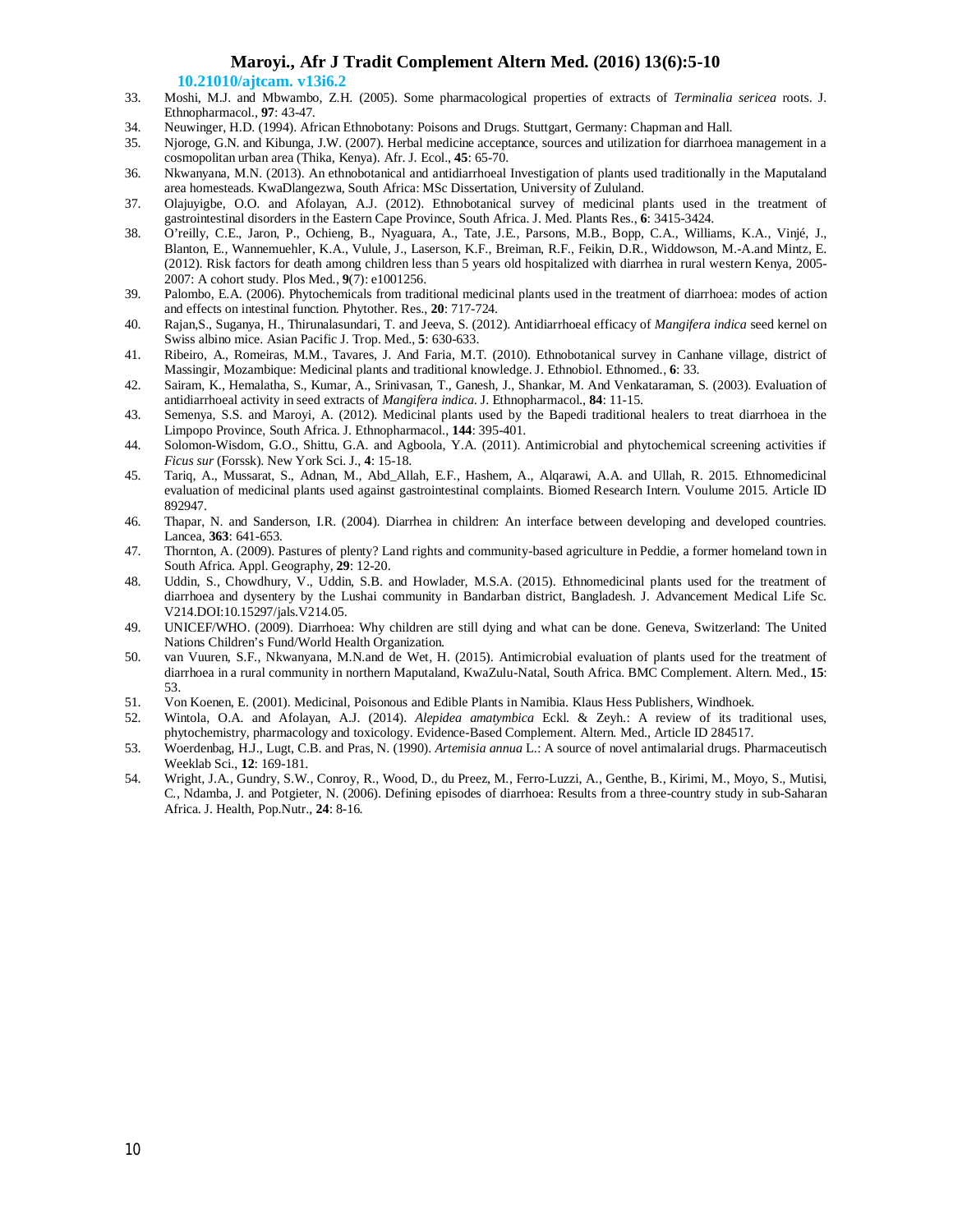33. Moshi, M.J. and Mbwambo, Z.H. (2005). Some pharmacological properties of extracts of *Terminalia sericea* roots. J. Ethnopharmacol., **97**: 43-47.
34. Neuwinger, H.D. (1994). African Ethnobotany: Poisons and Drugs. Stuttgart, Germany: Chapman and Hall.
35. Njoroge, G.N. and Kibunga, J.W. (2007). Herbal medicine acceptance, sources and utilization for diarrhoea management in a cosmopolitan urban area (Thika, Kenya). Afr. J. Ecol., **45**: 65-70.
36. Nkwanyana, M.N. (2013). An ethnobotanical and antidiarrhoeal Investigation of plants used traditionally in the Maputaland area homesteads. KwaDlangezwa, South Africa: MSc Dissertation, University of Zululand.
37. Olajuyigbe, O.O. and Afolayan, A.J. (2012). Ethnobotanical survey of medicinal plants used in the treatment of gastrointestinal disorders in the Eastern Cape Province, South Africa. J. Med. Plants Res., **6**: 3415-3424.
38. O'reilly, C.E., Jaron, P., Ochieng, B., Nyaguara, A., Tate, J.E., Parsons, M.B., Bopp, C.A., Williams, K.A., Vinjé, J., Blanton, E., Wannemuehler, K.A., Vulule, J., Laserson, K.F., Breiman, R.F., Feikin, D.R., Widdowson, M.-A.and Mintz, E. (2012). Risk factors for death among children less than 5 years old hospitalized with diarrhea in rural western Kenya, 2005-2007: A cohort study. Plos Med., **9**(7): e1001256.
39. Palombo, E.A. (2006). Phytochemicals from traditional medicinal plants used in the treatment of diarrhoea: modes of action and effects on intestinal function. Phytother. Res., **20**: 717-724.
40. Rajan,S., Suganya, H., Thirunalasundari, T. and Jeeva, S. (2012). Antidiarrhoeal efficacy of *Mangifera indica* seed kernel on Swiss albino mice. Asian Pacific J. Trop. Med., **5**: 630-633.
41. Ribeiro, A., Romeiras, M.M., Tavares, J. And Faria, M.T. (2010). Ethnobotanical survey in Canhane village, district of Massingir, Mozambique: Medicinal plants and traditional knowledge. J. Ethnobiol. Ethnomed., **6**: 33.
42. Sairam, K., Hemalatha, S., Kumar, A., Srinivasan, T., Ganesh, J., Shankar, M. And Venkataraman, S. (2003). Evaluation of antidiarrhoeal activity in seed extracts of *Mangifera indica*. J. Ethnopharmacol., **84**: 11-15.
43. Semenya, S.S. and Maroyi, A. (2012). Medicinal plants used by the Bapedi traditional healers to treat diarrhoea in the Limpopo Province, South Africa. J. Ethnopharmacol., **144**: 395-401.
44. Solomon-Wisdom, G.O., Shittu, G.A. and Agboola, Y.A. (2011). Antimicrobial and phytochemical screening activities if *Ficus sur* (Forssk). New York Sci. J., **4**: 15-18.
45. Tariq, A., Mussarat, S., Adnan, M., Abd_Allah, E.F., Hashem, A., Alqarawi, A.A. and Ullah, R. 2015. Ethnomedicinal evaluation of medicinal plants used against gastrointestinal complaints. Biomed Research Intern. Voulume 2015. Article ID 892947.
46. Thapar, N. and Sanderson, I.R. (2004). Diarrhea in children: An interface between developing and developed countries. Lancea, **363**: 641-653.
47. Thornton, A. (2009). Pastures of plenty? Land rights and community-based agriculture in Peddie, a former homeland town in South Africa. Appl. Geography, **29**: 12-20.
48. Uddin, S., Chowdhury, V., Uddin, S.B. and Howlader, M.S.A. (2015). Ethnomedicinal plants used for the treatment of diarrhoea and dysentery by the Lushai community in Bandarban district, Bangladesh. J. Advancement Medical Life Sc. V214.DOI:10.15297/jals.V214.05.
49. UNICEF/WHO. (2009). Diarrhoea: Why children are still dying and what can be done. Geneva, Switzerland: The United Nations Children's Fund/World Health Organization.
50. van Vuuren, S.F., Nkwanyana, M.N.and de Wet, H. (2015). Antimicrobial evaluation of plants used for the treatment of diarrhoea in a rural community in northern Maputaland, KwaZulu-Natal, South Africa. BMC Complement. Altern. Med., **15**: 53.
51. Von Koenen, E. (2001). Medicinal, Poisonous and Edible Plants in Namibia. Klaus Hess Publishers, Windhoek.
52. Wintola, O.A. and Afolayan, A.J. (2014). *Alepidea amatymbica* Eckl. & Zeyh.: A review of its traditional uses, phytochemistry, pharmacology and toxicology. Evidence-Based Complement. Altern. Med., Article ID 284517.
53. Woerdenbag, H.J., Lugt, C.B. and Pras, N. (1990). *Artemisia annua* L.: A source of novel antimalarial drugs. Pharmaceutisch Weeklab Sci., **12**: 169-181.
54. Wright, J.A., Gundry, S.W., Conroy, R., Wood, D., du Preez, M., Ferro-Luzzi, A., Genthe, B., Kirimi, M., Moyo, S., Mutisi, C., Ndamba, J. and Potgieter, N. (2006). Defining episodes of diarrhoea: Results from a three-country study in sub-Saharan Africa. J. Health, Pop.Nutr., **24**: 8-16.